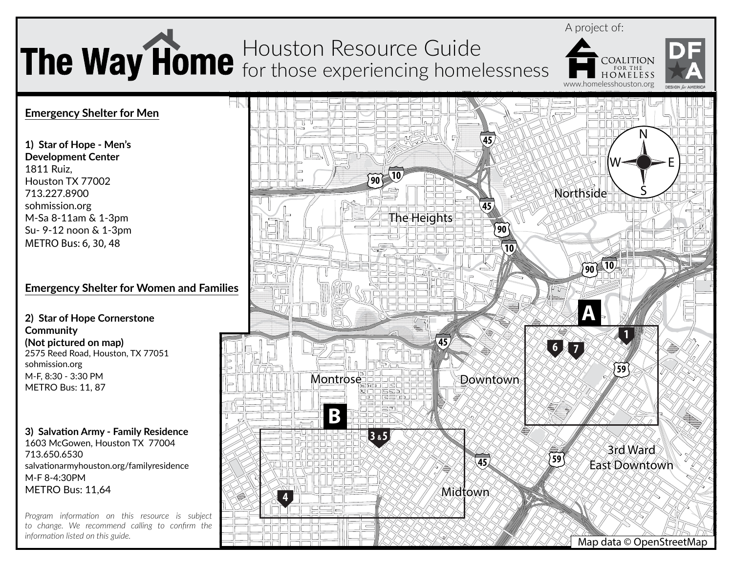# The Way Home

## Houston Resource Guide for those experiencing homelessness

A project of: Coalition for the Homeless — www.homelesshouston.org — Design for America

## Emergency Shelter for Men

**1) Star of Hope - Men's Development Center**
1811 Ruiz,
Houston TX 77002
713.227.8900
sohmission.org
M-Sa 8-11am & 1-3pm
Su- 9-12 noon & 1-3pm
METRO Bus: 6, 30, 48

## Emergency Shelter for Women and Families

**2) Star of Hope Cornerstone Community**
**(Not pictured on map)**
2575 Reed Road, Houston, TX 77051
sohmission.org
M-F, 8:30 - 3:30 PM
METRO Bus: 11, 87

**3) Salvation Army - Family Residence**
1603 McGowen, Houston TX 77004
713.650.6530
salvationarmyhouston.org/familyresidence
M-F 8-4:30PM
METRO Bus: 11,64

*Program information on this resource is subject to change. We recommend calling to confirm the information listed on this guide.*

Map data © OpenStreetMap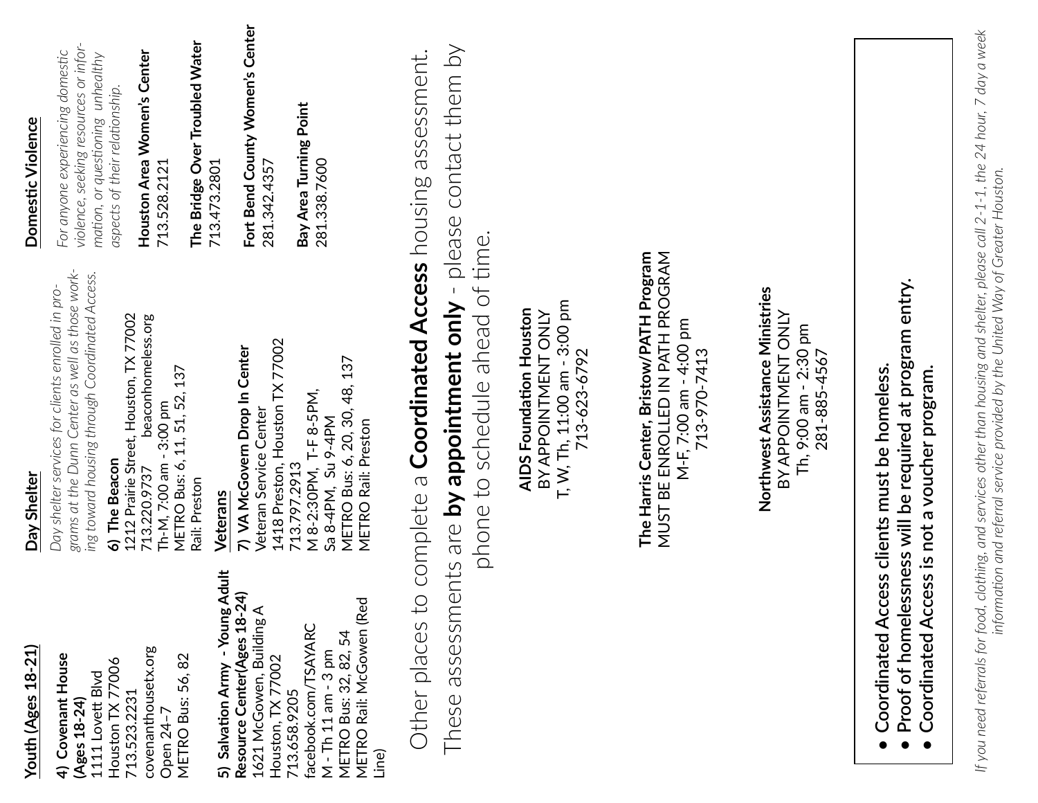## Youth (Ages 18-21)

**4) Covenant House (Ages 18-24)**
1111 Lovett Blvd
Houston TX 77006
713.523.2231
covenanthousetx.org
Open 24-7
METRO Bus: 56, 82

**5) Salvation Army - Young Adult Resource Center(Ages 18-24)**
1621 McGowen, Building A
Houston, TX 77002
713.658.9205
facebook.com/TSAYARC
M - Th 11 am - 3 pm
METRO Bus: 32, 82, 54
METRO Rail: McGowen (Red Line)

## Day Shelter

*Day shelter services for clients enrolled in programs at the Dunn Center as well as those working toward housing through Coordinated Access.*

**6) The Beacon**
1212 Prairie Street, Houston, TX 77002
713.220.9737 beaconhomeless.org
Th-M, 7:00 am - 3:00 pm
METRO Bus: 6, 11, 51, 52, 137
Rail: Preston

## Veterans

**7) VA McGovern Drop In Center**
Veteran Service Center
1418 Preston, Houston TX 77002
713.797.2913
M 8-2:30PM, T-F 8-5PM,
Sa 8-4PM, Su 9-4PM
METRO Bus: 6, 20, 30, 48, 137
METRO Rail: Preston

## Domestic Violence

*For anyone experiencing domestic violence, seeking resources or information, or questioning unhealthy aspects of their relationship.*

**Houston Area Women's Center**
713.528.2121

**The Bridge Over Troubled Water**
713.473.2801

**Fort Bend County Women's Center**
281.342.4357

**Bay Area Turning Point**
281.338.7600

Other places to complete a **Coordinated Access** housing assessment.
These assessments are **by appointment only** - please contact them by phone to schedule ahead of time.

**AIDS Foundation Houston**
BY APPOINTMENT ONLY
T, W, Th, 11:00 am - 3:00 pm
713-623-6792

**The Harris Center, Bristow/PATH Program**
MUST BE ENROLLED IN PATH PROGRAM
M-F, 7:00 am - 4:00 pm
713-970-7413

**Northwest Assistance Ministries**
BY APPOINTMENT ONLY
Th, 9:00 am - 2:30 pm
281-885-4567

- **Coordinated Access clients must be homeless.**
- **Proof of homelessness will be required at program entry.**
- **Coordinated Access is not a voucher program.**

*If you need referrals for food, clothing, and services other than housing and shelter, please call 2-1-1, the 24 hour, 7 day a week information and referral service provided by the United Way of Greater Houston.*